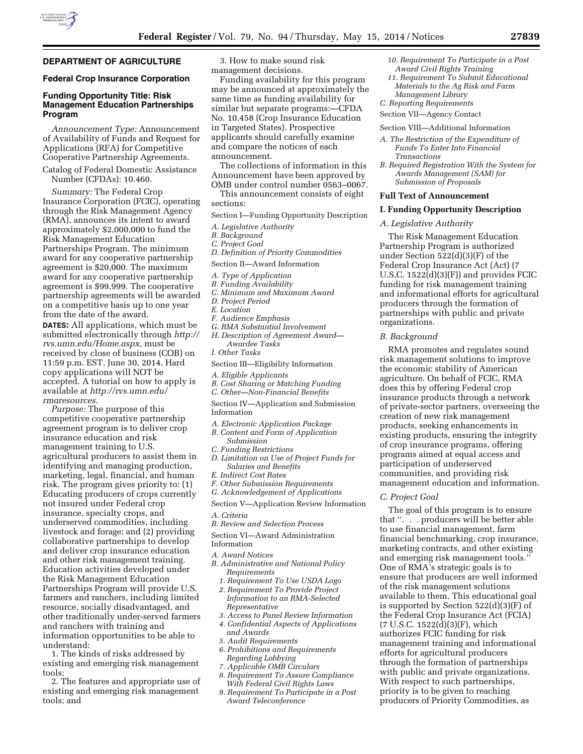## DEPARTMENT OF AGRICULTURE

### Federal Crop Insurance Corporation

### Funding Opportunity Title: Risk Management Education Partnerships Program

*Announcement Type:* Announcement of Availability of Funds and Request for Applications (RFA) for Competitive Cooperative Partnership Agreements.

Catalog of Federal Domestic Assistance Number (CFDAs): 10.460.

*Summary:* The Federal Crop Insurance Corporation (FCIC), operating through the Risk Management Agency (RMA), announces its intent to award approximately $2,000,000 to fund the Risk Management Education Partnerships Program. The minimum award for any cooperative partnership agreement is $20,000. The maximum award for any cooperative partnership agreement is $99,999. The cooperative partnership agreements will be awarded on a competitive basis up to one year from the date of the award.

**DATES:** All applications, which must be submitted electronically through *http://rvs.umn.edu/Home.aspx,* must be received by close of business (COB) on 11:59 p.m. EST, June 30, 2014. Hard copy applications will NOT be accepted. A tutorial on how to apply is available at *http://rvs.umn.edu/rmaresources.*

*Purpose:* The purpose of this competitive cooperative partnership agreement program is to deliver crop insurance education and risk management training to U.S. agricultural producers to assist them in identifying and managing production, marketing, legal, financial, and human risk. The program gives priority to: (1) Educating producers of crops currently not insured under Federal crop insurance, specialty crops, and underserved commodities, including livestock and forage; and (2) providing collaborative partnerships to develop and deliver crop insurance education and other risk management training. Education activities developed under the Risk Management Education Partnerships Program will provide U.S. farmers and ranchers, including limited resource, socially disadvantaged, and other traditionally under-served farmers and ranchers with training and information opportunities to be able to understand:

1. The kinds of risks addressed by existing and emerging risk management tools;
2. The features and appropriate use of existing and emerging risk management tools; and
3. How to make sound risk management decisions.

Funding availability for this program may be announced at approximately the same time as funding availability for similar but separate programs:—CFDA No. 10.458 (Crop Insurance Education in Targeted States). Prospective applicants should carefully examine and compare the notices of each announcement.

The collections of information in this Announcement have been approved by OMB under control number 0563–0067.

This announcement consists of eight sections:

Section I—Funding Opportunity Description

*A. Legislative Authority*
*B. Background*
*C. Project Goal*
*D. Definition of Priority Commodities*

Section II—Award Information

*A. Type of Application*
*B. Funding Availability*
*C. Minimum and Maximum Award*
*D. Project Period*
*E. Location*
*F. Audience Emphasis*
*G. RMA Substantial Involvement*
*H. Description of Agreement Award—Awardee Tasks*
*I. Other Tasks*

Section III—Eligibility Information

*A. Eligible Applicants*
*B. Cost Sharing or Matching Funding*
*C. Other—Non-Financial Benefits*

Section IV—Application and Submission Information

*A. Electronic Application Package*
*B. Content and Form of Application Submission*
*C. Funding Restrictions*
*D. Limitation on Use of Project Funds for Salaries and Benefits*
*E. Indirect Cost Rates*
*F. Other Submission Requirements*
*G. Acknowledgement of Applications*

Section V—Application Review Information

*A. Criteria*
*B. Review and Selection Process*

Section VI—Award Administration Information

*A. Award Notices*
*B. Administrative and National Policy Requirements*
*1. Requirement To Use USDA Logo*
*2. Requirement To Provide Project Information to an RMA-Selected Representative*
*3. Access to Panel Review Information*
*4. Confidential Aspects of Applications and Awards*
*5. Audit Requirements*
*6. Prohibitions and Requirements Regarding Lobbying*
*7. Applicable OMB Circulars*
*8. Requirement To Assure Compliance With Federal Civil Rights Laws*
*9. Requirement To Participate in a Post Award Teleconference*
*10. Requirement To Participate in a Post Award Civil Rights Training*
*11. Requirement To Submit Educational Materials to the Ag Risk and Farm Management Library*
*C. Reporting Requirements*

Section VII—Agency Contact

Section VIII—Additional Information

*A. The Restriction of the Expenditure of Funds To Enter Into Financial Transactions*
*B. Required Registration With the System for Awards Management (SAM) for Submission of Proposals*

### Full Text of Announcement

### I. Funding Opportunity Description

*A. Legislative Authority*

The Risk Management Education Partnership Program is authorized under Section 522(d)(3)(F) of the Federal Crop Insurance Act (Act) (7 U.S.C. 1522(d)(3)(F)) and provides FCIC funding for risk management training and informational efforts for agricultural producers through the formation of partnerships with public and private organizations.

*B. Background*

RMA promotes and regulates sound risk management solutions to improve the economic stability of American agriculture. On behalf of FCIC, RMA does this by offering Federal crop insurance products through a network of private-sector partners, overseeing the creation of new risk management products, seeking enhancements in existing products, ensuring the integrity of crop insurance programs, offering programs aimed at equal access and participation of underserved communities, and providing risk management education and information.

*C. Project Goal*

The goal of this program is to ensure that ''. . . producers will be better able to use financial management, farm financial benchmarking, crop insurance, marketing contracts, and other existing and emerging risk management tools.'' One of RMA's strategic goals is to ensure that producers are well informed of the risk management solutions available to them. This educational goal is supported by Section 522(d)(3)(F) of the Federal Crop Insurance Act (FCIA) (7 U.S.C. 1522(d)(3)(F), which authorizes FCIC funding for risk management training and informational efforts for agricultural producers through the formation of partnerships with public and private organizations. With respect to such partnerships, priority is to be given to reaching producers of Priority Commodities, as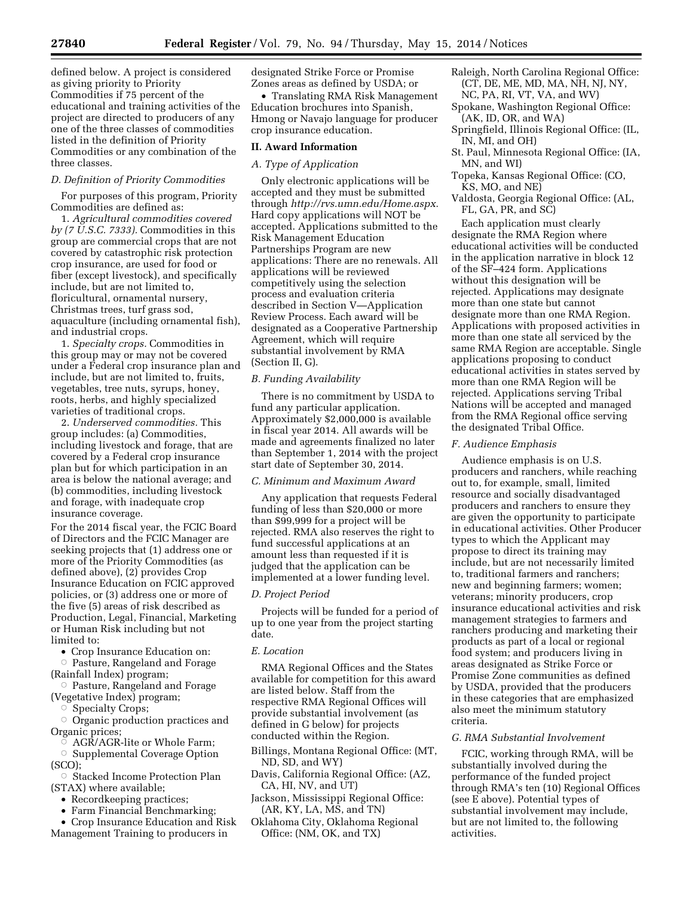defined below. A project is considered as giving priority to Priority Commodities if 75 percent of the educational and training activities of the project are directed to producers of any one of the three classes of commodities listed in the definition of Priority Commodities or any combination of the three classes.

### D. Definition of Priority Commodities

For purposes of this program, Priority Commodities are defined as:

1. *Agricultural commodities covered by (7 U.S.C. 7333).* Commodities in this group are commercial crops that are not covered by catastrophic risk protection crop insurance, are used for food or fiber (except livestock), and specifically include, but are not limited to, floricultural, ornamental nursery, Christmas trees, turf grass sod, aquaculture (including ornamental fish), and industrial crops.

1. *Specialty crops.* Commodities in this group may or may not be covered under a Federal crop insurance plan and include, but are not limited to, fruits, vegetables, tree nuts, syrups, honey, roots, herbs, and highly specialized varieties of traditional crops.

2. *Underserved commodities.* This group includes: (a) Commodities, including livestock and forage, that are covered by a Federal crop insurance plan but for which participation in an area is below the national average; and (b) commodities, including livestock and forage, with inadequate crop insurance coverage.

For the 2014 fiscal year, the FCIC Board of Directors and the FCIC Manager are seeking projects that (1) address one or more of the Priority Commodities (as defined above), (2) provides Crop Insurance Education on FCIC approved policies, or (3) address one or more of the five (5) areas of risk described as Production, Legal, Financial, Marketing or Human Risk including but not limited to:

- Crop Insurance Education on:
  - Pasture, Rangeland and Forage (Rainfall Index) program;
  - Pasture, Rangeland and Forage (Vegetative Index) program;
  - Specialty Crops;
  - Organic production practices and Organic prices;
  - AGR/AGR-lite or Whole Farm;
  - Supplemental Coverage Option (SCO);
  - Stacked Income Protection Plan (STAX) where available;
- Recordkeeping practices;
- Farm Financial Benchmarking;
- Crop Insurance Education and Risk Management Training to producers in designated Strike Force or Promise Zones areas as defined by USDA; or
- Translating RMA Risk Management Education brochures into Spanish, Hmong or Navajo language for producer crop insurance education.

## II. Award Information

### A. Type of Application

Only electronic applications will be accepted and they must be submitted through *http://rvs.umn.edu/Home.aspx.* Hard copy applications will NOT be accepted. Applications submitted to the Risk Management Education Partnerships Program are new applications: There are no renewals. All applications will be reviewed competitively using the selection process and evaluation criteria described in Section V—Application Review Process. Each award will be designated as a Cooperative Partnership Agreement, which will require substantial involvement by RMA (Section II, G).

### B. Funding Availability

There is no commitment by USDA to fund any particular application. Approximately $2,000,000 is available in fiscal year 2014. All awards will be made and agreements finalized no later than September 1, 2014 with the project start date of September 30, 2014.

### C. Minimum and Maximum Award

Any application that requests Federal funding of less than $20,000 or more than $99,999 for a project will be rejected. RMA also reserves the right to fund successful applications at an amount less than requested if it is judged that the application can be implemented at a lower funding level.

### D. Project Period

Projects will be funded for a period of up to one year from the project starting date.

### E. Location

RMA Regional Offices and the States available for competition for this award are listed below. Staff from the respective RMA Regional Offices will provide substantial involvement (as defined in G below) for projects conducted within the Region.

Billings, Montana Regional Office: (MT, ND, SD, and WY)
Davis, California Regional Office: (AZ, CA, HI, NV, and UT)
Jackson, Mississippi Regional Office: (AR, KY, LA, MS, and TN)
Oklahoma City, Oklahoma Regional Office: (NM, OK, and TX)
Raleigh, North Carolina Regional Office: (CT, DE, ME, MD, MA, NH, NJ, NY, NC, PA, RI, VT, VA, and WV)
Spokane, Washington Regional Office: (AK, ID, OR, and WA)
Springfield, Illinois Regional Office: (IL, IN, MI, and OH)
St. Paul, Minnesota Regional Office: (IA, MN, and WI)
Topeka, Kansas Regional Office: (CO, KS, MO, and NE)
Valdosta, Georgia Regional Office: (AL, FL, GA, PR, and SC)

Each application must clearly designate the RMA Region where educational activities will be conducted in the application narrative in block 12 of the SF–424 form. Applications without this designation will be rejected. Applications may designate more than one state but cannot designate more than one RMA Region. Applications with proposed activities in more than one state all serviced by the same RMA Region are acceptable. Single applications proposing to conduct educational activities in states served by more than one RMA Region will be rejected. Applications serving Tribal Nations will be accepted and managed from the RMA Regional office serving the designated Tribal Office.

### F. Audience Emphasis

Audience emphasis is on U.S. producers and ranchers, while reaching out to, for example, small, limited resource and socially disadvantaged producers and ranchers to ensure they are given the opportunity to participate in educational activities. Other Producer types to which the Applicant may propose to direct its training may include, but are not necessarily limited to, traditional farmers and ranchers; new and beginning farmers; women; veterans; minority producers, crop insurance educational activities and risk management strategies to farmers and ranchers producing and marketing their products as part of a local or regional food system; and producers living in areas designated as Strike Force or Promise Zone communities as defined by USDA, provided that the producers in these categories that are emphasized also meet the minimum statutory criteria.

### G. RMA Substantial Involvement

FCIC, working through RMA, will be substantially involved during the performance of the funded project through RMA's ten (10) Regional Offices (see E above). Potential types of substantial involvement may include, but are not limited to, the following activities.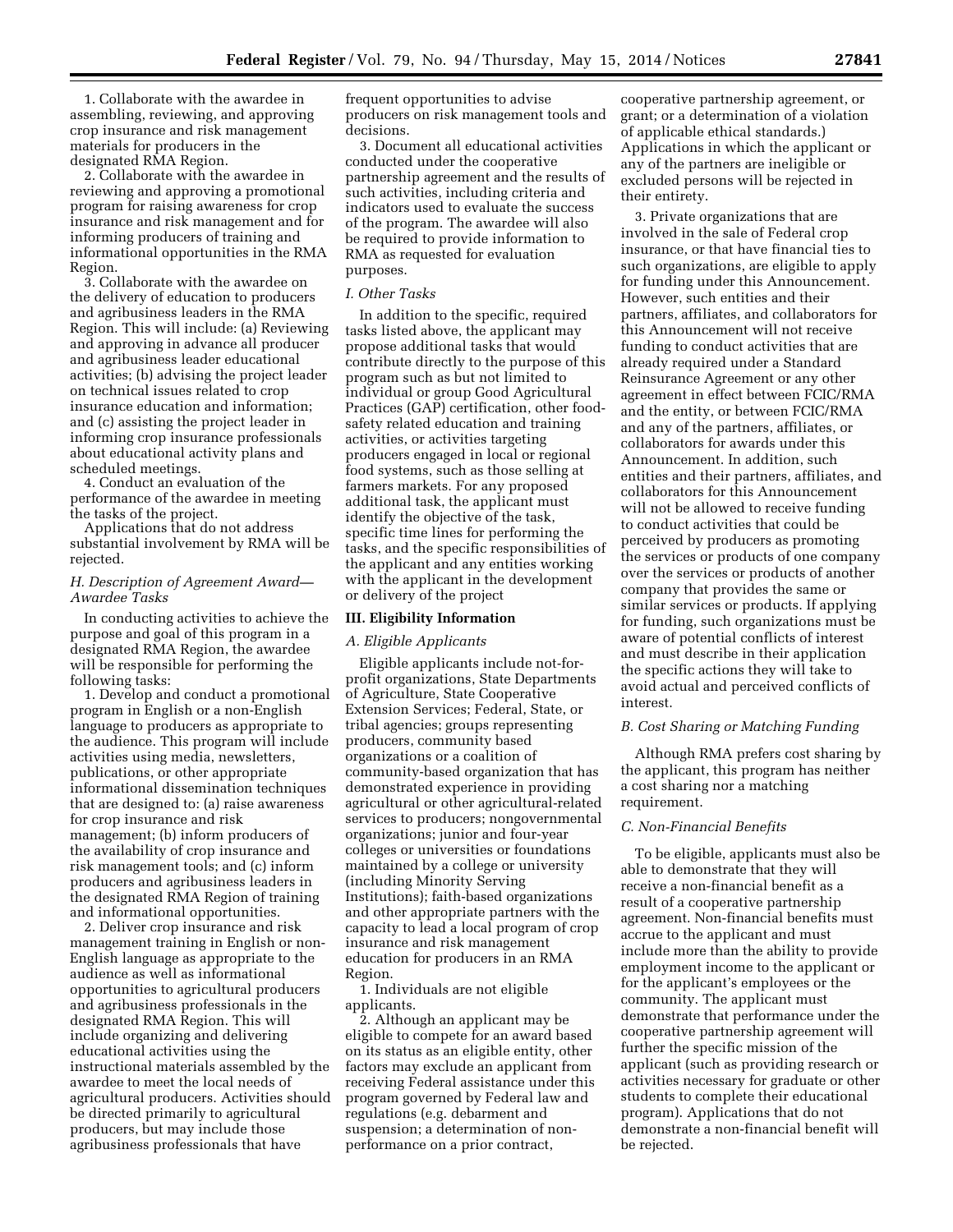1. Collaborate with the awardee in assembling, reviewing, and approving crop insurance and risk management materials for producers in the designated RMA Region.

2. Collaborate with the awardee in reviewing and approving a promotional program for raising awareness for crop insurance and risk management and for informing producers of training and informational opportunities in the RMA Region.

3. Collaborate with the awardee on the delivery of education to producers and agribusiness leaders in the RMA Region. This will include: (a) Reviewing and approving in advance all producer and agribusiness leader educational activities; (b) advising the project leader on technical issues related to crop insurance education and information; and (c) assisting the project leader in informing crop insurance professionals about educational activity plans and scheduled meetings.

4. Conduct an evaluation of the performance of the awardee in meeting the tasks of the project.

Applications that do not address substantial involvement by RMA will be rejected.

### *H. Description of Agreement Award—Awardee Tasks*

In conducting activities to achieve the purpose and goal of this program in a designated RMA Region, the awardee will be responsible for performing the following tasks:

1. Develop and conduct a promotional program in English or a non-English language to producers as appropriate to the audience. This program will include activities using media, newsletters, publications, or other appropriate informational dissemination techniques that are designed to: (a) raise awareness for crop insurance and risk management; (b) inform producers of the availability of crop insurance and risk management tools; and (c) inform producers and agribusiness leaders in the designated RMA Region of training and informational opportunities.

2. Deliver crop insurance and risk management training in English or non-English language as appropriate to the audience as well as informational opportunities to agricultural producers and agribusiness professionals in the designated RMA Region. This will include organizing and delivering educational activities using the instructional materials assembled by the awardee to meet the local needs of agricultural producers. Activities should be directed primarily to agricultural producers, but may include those agribusiness professionals that have frequent opportunities to advise producers on risk management tools and decisions.

3. Document all educational activities conducted under the cooperative partnership agreement and the results of such activities, including criteria and indicators used to evaluate the success of the program. The awardee will also be required to provide information to RMA as requested for evaluation purposes.

### *I. Other Tasks*

In addition to the specific, required tasks listed above, the applicant may propose additional tasks that would contribute directly to the purpose of this program such as but not limited to individual or group Good Agricultural Practices (GAP) certification, other food-safety related education and training activities, or activities targeting producers engaged in local or regional food systems, such as those selling at farmers markets. For any proposed additional task, the applicant must identify the objective of the task, specific time lines for performing the tasks, and the specific responsibilities of the applicant and any entities working with the applicant in the development or delivery of the project

## III. Eligibility Information

### *A. Eligible Applicants*

Eligible applicants include not-for-profit organizations, State Departments of Agriculture, State Cooperative Extension Services; Federal, State, or tribal agencies; groups representing producers, community based organizations or a coalition of community-based organization that has demonstrated experience in providing agricultural or other agricultural-related services to producers; nongovernmental organizations; junior and four-year colleges or universities or foundations maintained by a college or university (including Minority Serving Institutions); faith-based organizations and other appropriate partners with the capacity to lead a local program of crop insurance and risk management education for producers in an RMA Region.

1. Individuals are not eligible applicants.

2. Although an applicant may be eligible to compete for an award based on its status as an eligible entity, other factors may exclude an applicant from receiving Federal assistance under this program governed by Federal law and regulations (e.g. debarment and suspension; a determination of non-performance on a prior contract, cooperative partnership agreement, or grant; or a determination of a violation of applicable ethical standards.) Applications in which the applicant or any of the partners are ineligible or excluded persons will be rejected in their entirety.

3. Private organizations that are involved in the sale of Federal crop insurance, or that have financial ties to such organizations, are eligible to apply for funding under this Announcement. However, such entities and their partners, affiliates, and collaborators for this Announcement will not receive funding to conduct activities that are already required under a Standard Reinsurance Agreement or any other agreement in effect between FCIC/RMA and the entity, or between FCIC/RMA and any of the partners, affiliates, or collaborators for awards under this Announcement. In addition, such entities and their partners, affiliates, and collaborators for this Announcement will not be allowed to receive funding to conduct activities that could be perceived by producers as promoting the services or products of one company over the services or products of another company that provides the same or similar services or products. If applying for funding, such organizations must be aware of potential conflicts of interest and must describe in their application the specific actions they will take to avoid actual and perceived conflicts of interest.

### *B. Cost Sharing or Matching Funding*

Although RMA prefers cost sharing by the applicant, this program has neither a cost sharing nor a matching requirement.

### *C. Non-Financial Benefits*

To be eligible, applicants must also be able to demonstrate that they will receive a non-financial benefit as a result of a cooperative partnership agreement. Non-financial benefits must accrue to the applicant and must include more than the ability to provide employment income to the applicant or for the applicant's employees or the community. The applicant must demonstrate that performance under the cooperative partnership agreement will further the specific mission of the applicant (such as providing research or activities necessary for graduate or other students to complete their educational program). Applications that do not demonstrate a non-financial benefit will be rejected.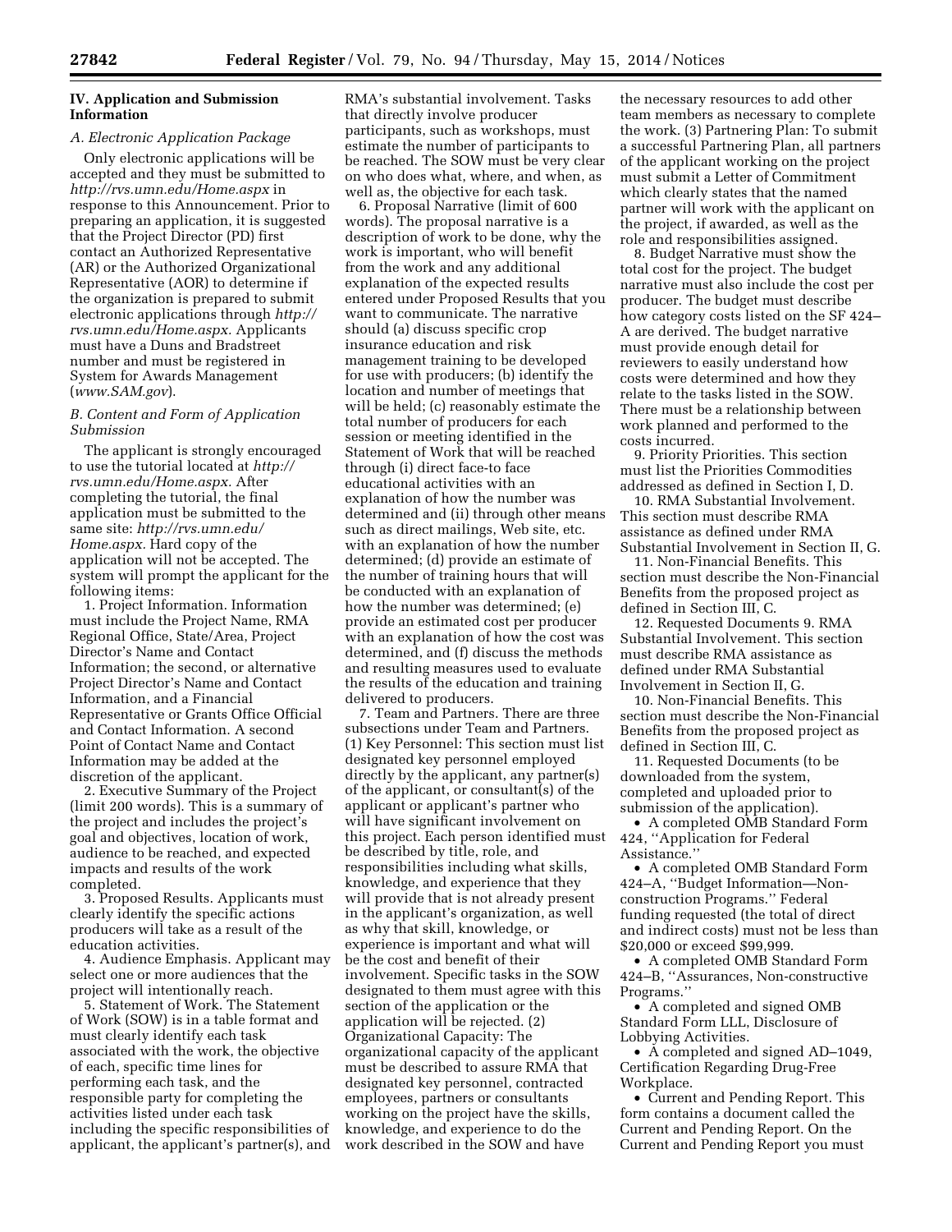## IV. Application and Submission Information

### A. Electronic Application Package

Only electronic applications will be accepted and they must be submitted to *http://rvs.umn.edu/Home.aspx* in response to this Announcement. Prior to preparing an application, it is suggested that the Project Director (PD) first contact an Authorized Representative (AR) or the Authorized Organizational Representative (AOR) to determine if the organization is prepared to submit electronic applications through *http://rvs.umn.edu/Home.aspx.* Applicants must have a Duns and Bradstreet number and must be registered in System for Awards Management (*www.SAM.gov*).

### B. Content and Form of Application Submission

The applicant is strongly encouraged to use the tutorial located at *http://rvs.umn.edu/Home.aspx.* After completing the tutorial, the final application must be submitted to the same site: *http://rvs.umn.edu/Home.aspx.* Hard copy of the application will not be accepted. The system will prompt the applicant for the following items:

1. Project Information. Information must include the Project Name, RMA Regional Office, State/Area, Project Director's Name and Contact Information; the second, or alternative Project Director's Name and Contact Information, and a Financial Representative or Grants Office Official and Contact Information. A second Point of Contact Name and Contact Information may be added at the discretion of the applicant.

2. Executive Summary of the Project (limit 200 words). This is a summary of the project and includes the project's goal and objectives, location of work, audience to be reached, and expected impacts and results of the work completed.

3. Proposed Results. Applicants must clearly identify the specific actions producers will take as a result of the education activities.

4. Audience Emphasis. Applicant may select one or more audiences that the project will intentionally reach.

5. Statement of Work. The Statement of Work (SOW) is in a table format and must clearly identify each task associated with the work, the objective of each, specific time lines for performing each task, and the responsible party for completing the activities listed under each task including the specific responsibilities of applicant, the applicant's partner(s), and RMA's substantial involvement. Tasks that directly involve producer participants, such as workshops, must estimate the number of participants to be reached. The SOW must be very clear on who does what, where, and when, as well as, the objective for each task.

6. Proposal Narrative (limit of 600 words). The proposal narrative is a description of work to be done, why the work is important, who will benefit from the work and any additional explanation of the expected results entered under Proposed Results that you want to communicate. The narrative should (a) discuss specific crop insurance education and risk management training to be developed for use with producers; (b) identify the location and number of meetings that will be held; (c) reasonably estimate the total number of producers for each session or meeting identified in the Statement of Work that will be reached through (i) direct face-to face educational activities with an explanation of how the number was determined and (ii) through other means such as direct mailings, Web site, etc. with an explanation of how the number determined; (d) provide an estimate of the number of training hours that will be conducted with an explanation of how the number was determined; (e) provide an estimated cost per producer with an explanation of how the cost was determined, and (f) discuss the methods and resulting measures used to evaluate the results of the education and training delivered to producers.

7. Team and Partners. There are three subsections under Team and Partners. (1) Key Personnel: This section must list designated key personnel employed directly by the applicant, any partner(s) of the applicant, or consultant(s) of the applicant or applicant's partner who will have significant involvement on this project. Each person identified must be described by title, role, and responsibilities including what skills, knowledge, and experience that they will provide that is not already present in the applicant's organization, as well as why that skill, knowledge, or experience is important and what will be the cost and benefit of their involvement. Specific tasks in the SOW designated to them must agree with this section of the application or the application will be rejected. (2) Organizational Capacity: The organizational capacity of the applicant must be described to assure RMA that designated key personnel, contracted employees, partners or consultants working on the project have the skills, knowledge, and experience to do the work described in the SOW and have the necessary resources to add other team members as necessary to complete the work. (3) Partnering Plan: To submit a successful Partnering Plan, all partners of the applicant working on the project must submit a Letter of Commitment which clearly states that the named partner will work with the applicant on the project, if awarded, as well as the role and responsibilities assigned.

8. Budget Narrative must show the total cost for the project. The budget narrative must also include the cost per producer. The budget must describe how category costs listed on the SF 424–A are derived. The budget narrative must provide enough detail for reviewers to easily understand how costs were determined and how they relate to the tasks listed in the SOW. There must be a relationship between work planned and performed to the costs incurred.

9. Priority Priorities. This section must list the Priorities Commodities addressed as defined in Section I, D.

10. RMA Substantial Involvement. This section must describe RMA assistance as defined under RMA Substantial Involvement in Section II, G.

11. Non-Financial Benefits. This section must describe the Non-Financial Benefits from the proposed project as defined in Section III, C.

12. Requested Documents 9. RMA Substantial Involvement. This section must describe RMA assistance as defined under RMA Substantial Involvement in Section II, G.

10. Non-Financial Benefits. This section must describe the Non-Financial Benefits from the proposed project as defined in Section III, C.

11. Requested Documents (to be downloaded from the system, completed and uploaded prior to submission of the application).

- A completed OMB Standard Form 424, ''Application for Federal Assistance.''
- A completed OMB Standard Form 424–A, ''Budget Information—Non-construction Programs.'' Federal funding requested (the total of direct and indirect costs) must not be less than $20,000 or exceed $99,999.
- A completed OMB Standard Form 424–B, ''Assurances, Non-constructive Programs.''
- A completed and signed OMB Standard Form LLL, Disclosure of Lobbying Activities.
- A completed and signed AD–1049, Certification Regarding Drug-Free Workplace.
- Current and Pending Report. This form contains a document called the Current and Pending Report. On the Current and Pending Report you must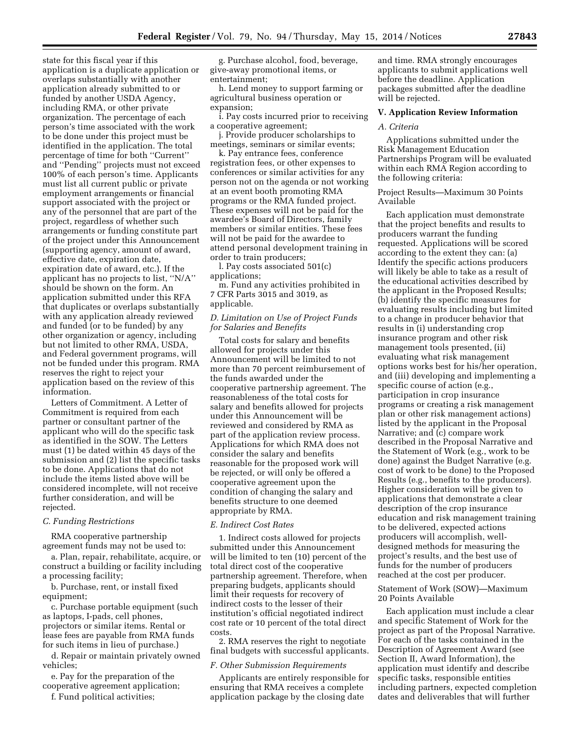state for this fiscal year if this application is a duplicate application or overlaps substantially with another application already submitted to or funded by another USDA Agency, including RMA, or other private organization. The percentage of each person's time associated with the work to be done under this project must be identified in the application. The total percentage of time for both ''Current'' and ''Pending'' projects must not exceed 100% of each person's time. Applicants must list all current public or private employment arrangements or financial support associated with the project or any of the personnel that are part of the project, regardless of whether such arrangements or funding constitute part of the project under this Announcement (supporting agency, amount of award, effective date, expiration date, expiration date of award, etc.). If the applicant has no projects to list, ''N/A'' should be shown on the form. An application submitted under this RFA that duplicates or overlaps substantially with any application already reviewed and funded (or to be funded) by any other organization or agency, including but not limited to other RMA, USDA, and Federal government programs, will not be funded under this program. RMA reserves the right to reject your application based on the review of this information.

Letters of Commitment. A Letter of Commitment is required from each partner or consultant partner of the applicant who will do the specific task as identified in the SOW. The Letters must (1) be dated within 45 days of the submission and (2) list the specific tasks to be done. Applications that do not include the items listed above will be considered incomplete, will not receive further consideration, and will be rejected.

*C. Funding Restrictions*

RMA cooperative partnership agreement funds may not be used to:

a. Plan, repair, rehabilitate, acquire, or construct a building or facility including a processing facility;

b. Purchase, rent, or install fixed equipment;

c. Purchase portable equipment (such as laptops, I-pads, cell phones, projectors or similar items. Rental or lease fees are payable from RMA funds for such items in lieu of purchase.)

d. Repair or maintain privately owned vehicles;

e. Pay for the preparation of the cooperative agreement application;

f. Fund political activities;

g. Purchase alcohol, food, beverage, give-away promotional items, or entertainment;

h. Lend money to support farming or agricultural business operation or expansion;

i. Pay costs incurred prior to receiving a cooperative agreement;

j. Provide producer scholarships to meetings, seminars or similar events;

k. Pay entrance fees, conference registration fees, or other expenses to conferences or similar activities for any person not on the agenda or not working at an event booth promoting RMA programs or the RMA funded project. These expenses will not be paid for the awardee's Board of Directors, family members or similar entities. These fees will not be paid for the awardee to attend personal development training in order to train producers;

l. Pay costs associated 501(c) applications;

m. Fund any activities prohibited in 7 CFR Parts 3015 and 3019, as applicable.

*D. Limitation on Use of Project Funds for Salaries and Benefits*

Total costs for salary and benefits allowed for projects under this Announcement will be limited to not more than 70 percent reimbursement of the funds awarded under the cooperative partnership agreement. The reasonableness of the total costs for salary and benefits allowed for projects under this Announcement will be reviewed and considered by RMA as part of the application review process. Applications for which RMA does not consider the salary and benefits reasonable for the proposed work will be rejected, or will only be offered a cooperative agreement upon the condition of changing the salary and benefits structure to one deemed appropriate by RMA.

*E. Indirect Cost Rates*

1. Indirect costs allowed for projects submitted under this Announcement will be limited to ten (10) percent of the total direct cost of the cooperative partnership agreement. Therefore, when preparing budgets, applicants should limit their requests for recovery of indirect costs to the lesser of their institution's official negotiated indirect cost rate or 10 percent of the total direct costs.

2. RMA reserves the right to negotiate final budgets with successful applicants.

*F. Other Submission Requirements*

Applicants are entirely responsible for ensuring that RMA receives a complete application package by the closing date and time. RMA strongly encourages applicants to submit applications well before the deadline. Application packages submitted after the deadline will be rejected.

## V. Application Review Information

*A. Criteria*

Applications submitted under the Risk Management Education Partnerships Program will be evaluated within each RMA Region according to the following criteria:

Project Results—Maximum 30 Points Available

Each application must demonstrate that the project benefits and results to producers warrant the funding requested. Applications will be scored according to the extent they can: (a) Identify the specific actions producers will likely be able to take as a result of the educational activities described by the applicant in the Proposed Results; (b) identify the specific measures for evaluating results including but limited to a change in producer behavior that results in (i) understanding crop insurance program and other risk management tools presented, (ii) evaluating what risk management options works best for his/her operation, and (iii) developing and implementing a specific course of action (e.g., participation in crop insurance programs or creating a risk management plan or other risk management actions) listed by the applicant in the Proposal Narrative; and (c) compare work described in the Proposal Narrative and the Statement of Work (e.g., work to be done) against the Budget Narrative (e.g. cost of work to be done) to the Proposed Results (e.g., benefits to the producers). Higher consideration will be given to applications that demonstrate a clear description of the crop insurance education and risk management training to be delivered, expected actions producers will accomplish, well-designed methods for measuring the project's results, and the best use of funds for the number of producers reached at the cost per producer.

Statement of Work (SOW)—Maximum 20 Points Available

Each application must include a clear and specific Statement of Work for the project as part of the Proposal Narrative. For each of the tasks contained in the Description of Agreement Award (see Section II, Award Information), the application must identify and describe specific tasks, responsible entities including partners, expected completion dates and deliverables that will further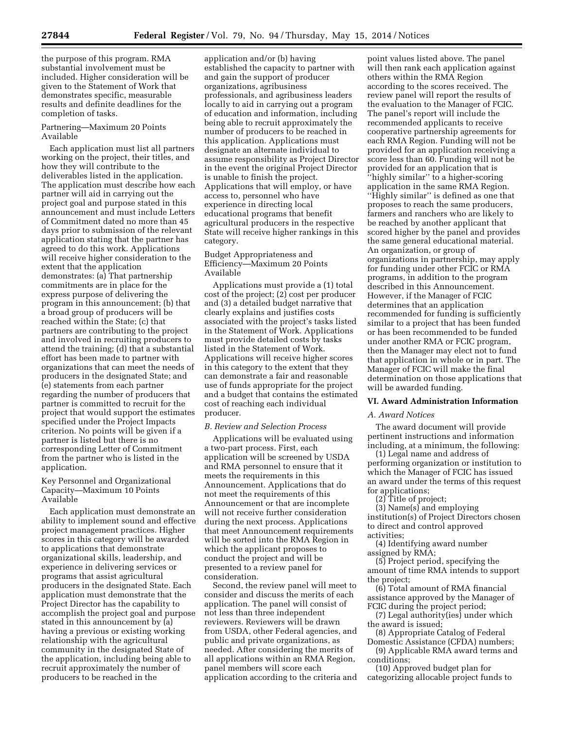the purpose of this program. RMA substantial involvement must be included. Higher consideration will be given to the Statement of Work that demonstrates specific, measurable results and definite deadlines for the completion of tasks.

Partnering—Maximum 20 Points Available

Each application must list all partners working on the project, their titles, and how they will contribute to the deliverables listed in the application. The application must describe how each partner will aid in carrying out the project goal and purpose stated in this announcement and must include Letters of Commitment dated no more than 45 days prior to submission of the relevant application stating that the partner has agreed to do this work. Applications will receive higher consideration to the extent that the application demonstrates: (a) That partnership commitments are in place for the express purpose of delivering the program in this announcement; (b) that a broad group of producers will be reached within the State; (c) that partners are contributing to the project and involved in recruiting producers to attend the training; (d) that a substantial effort has been made to partner with organizations that can meet the needs of producers in the designated State; and (e) statements from each partner regarding the number of producers that partner is committed to recruit for the project that would support the estimates specified under the Project Impacts criterion. No points will be given if a partner is listed but there is no corresponding Letter of Commitment from the partner who is listed in the application.

Key Personnel and Organizational Capacity—Maximum 10 Points Available

Each application must demonstrate an ability to implement sound and effective project management practices. Higher scores in this category will be awarded to applications that demonstrate organizational skills, leadership, and experience in delivering services or programs that assist agricultural producers in the designated State. Each application must demonstrate that the Project Director has the capability to accomplish the project goal and purpose stated in this announcement by (a) having a previous or existing working relationship with the agricultural community in the designated State of the application, including being able to recruit approximately the number of producers to be reached in the application and/or (b) having established the capacity to partner with and gain the support of producer organizations, agribusiness professionals, and agribusiness leaders locally to aid in carrying out a program of education and information, including being able to recruit approximately the number of producers to be reached in this application. Applications must designate an alternate individual to assume responsibility as Project Director in the event the original Project Director is unable to finish the project. Applications that will employ, or have access to, personnel who have experience in directing local educational programs that benefit agricultural producers in the respective State will receive higher rankings in this category.

Budget Appropriateness and Efficiency—Maximum 20 Points Available

Applications must provide a (1) total cost of the project; (2) cost per producer and (3) a detailed budget narrative that clearly explains and justifies costs associated with the project's tasks listed in the Statement of Work. Applications must provide detailed costs by tasks listed in the Statement of Work. Applications will receive higher scores in this category to the extent that they can demonstrate a fair and reasonable use of funds appropriate for the project and a budget that contains the estimated cost of reaching each individual producer.

*B. Review and Selection Process*

Applications will be evaluated using a two-part process. First, each application will be screened by USDA and RMA personnel to ensure that it meets the requirements in this Announcement. Applications that do not meet the requirements of this Announcement or that are incomplete will not receive further consideration during the next process. Applications that meet Announcement requirements will be sorted into the RMA Region in which the applicant proposes to conduct the project and will be presented to a review panel for consideration.

Second, the review panel will meet to consider and discuss the merits of each application. The panel will consist of not less than three independent reviewers. Reviewers will be drawn from USDA, other Federal agencies, and public and private organizations, as needed. After considering the merits of all applications within an RMA Region, panel members will score each application according to the criteria and point values listed above. The panel will then rank each application against others within the RMA Region according to the scores received. The review panel will report the results of the evaluation to the Manager of FCIC. The panel's report will include the recommended applicants to receive cooperative partnership agreements for each RMA Region. Funding will not be provided for an application receiving a score less than 60. Funding will not be provided for an application that is "highly similar" to a higher-scoring application in the same RMA Region. "Highly similar" is defined as one that proposes to reach the same producers, farmers and ranchers who are likely to be reached by another applicant that scored higher by the panel and provides the same general educational material. An organization, or group of organizations in partnership, may apply for funding under other FCIC or RMA programs, in addition to the program described in this Announcement. However, if the Manager of FCIC determines that an application recommended for funding is sufficiently similar to a project that has been funded or has been recommended to be funded under another RMA or FCIC program, then the Manager may elect not to fund that application in whole or in part. The Manager of FCIC will make the final determination on those applications that will be awarded funding.

## VI. Award Administration Information

*A. Award Notices*

The award document will provide pertinent instructions and information including, at a minimum, the following:

(1) Legal name and address of performing organization or institution to which the Manager of FCIC has issued an award under the terms of this request for applications;

(2) Title of project;

(3) Name(s) and employing institution(s) of Project Directors chosen to direct and control approved activities;

(4) Identifying award number assigned by RMA;

(5) Project period, specifying the amount of time RMA intends to support the project;

(6) Total amount of RMA financial assistance approved by the Manager of FCIC during the project period;

(7) Legal authority(ies) under which the award is issued;

(8) Appropriate Catalog of Federal Domestic Assistance (CFDA) numbers;

(9) Applicable RMA award terms and conditions;

(10) Approved budget plan for categorizing allocable project funds to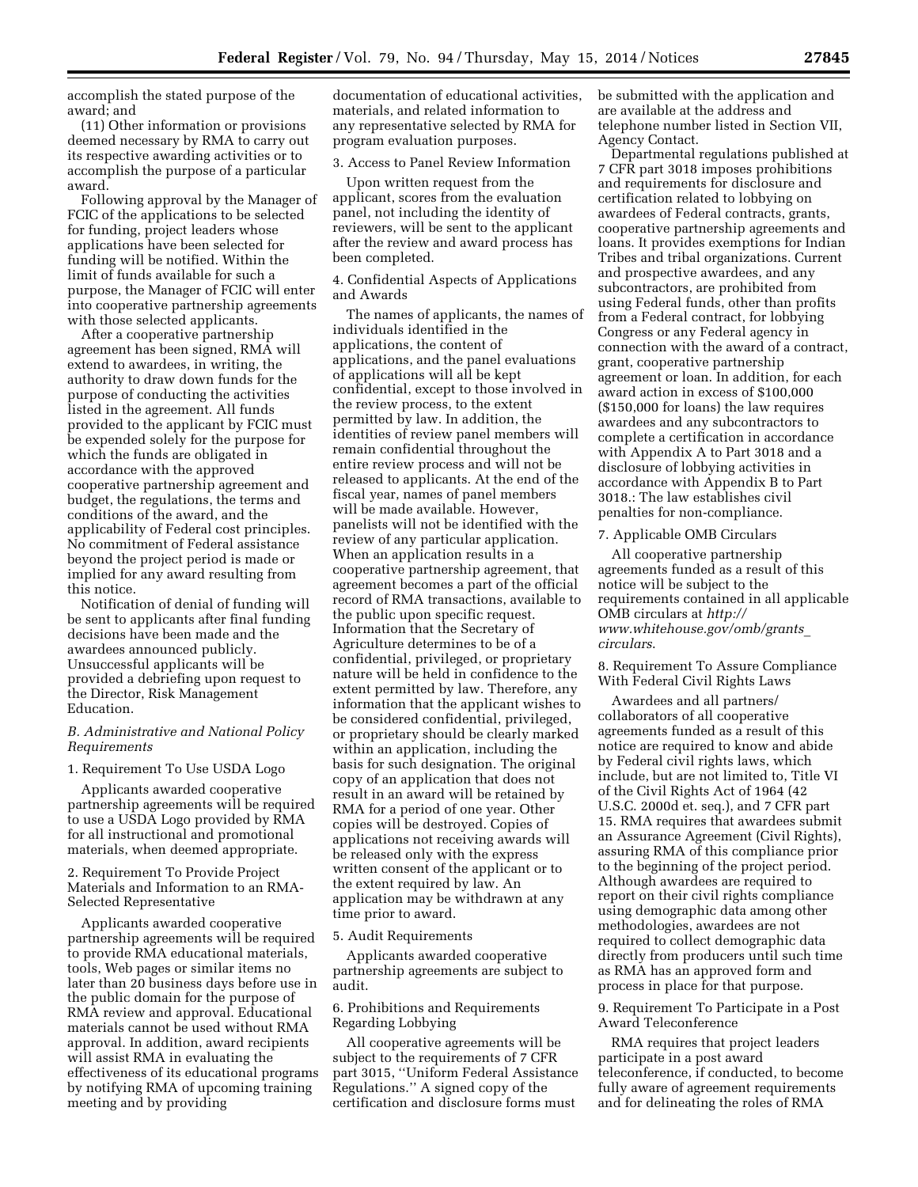accomplish the stated purpose of the award; and

(11) Other information or provisions deemed necessary by RMA to carry out its respective awarding activities or to accomplish the purpose of a particular award.

Following approval by the Manager of FCIC of the applications to be selected for funding, project leaders whose applications have been selected for funding will be notified. Within the limit of funds available for such a purpose, the Manager of FCIC will enter into cooperative partnership agreements with those selected applicants.

After a cooperative partnership agreement has been signed, RMA will extend to awardees, in writing, the authority to draw down funds for the purpose of conducting the activities listed in the agreement. All funds provided to the applicant by FCIC must be expended solely for the purpose for which the funds are obligated in accordance with the approved cooperative partnership agreement and budget, the regulations, the terms and conditions of the award, and the applicability of Federal cost principles. No commitment of Federal assistance beyond the project period is made or implied for any award resulting from this notice.

Notification of denial of funding will be sent to applicants after final funding decisions have been made and the awardees announced publicly. Unsuccessful applicants will be provided a debriefing upon request to the Director, Risk Management Education.

*B. Administrative and National Policy Requirements*

1. Requirement To Use USDA Logo

Applicants awarded cooperative partnership agreements will be required to use a USDA Logo provided by RMA for all instructional and promotional materials, when deemed appropriate.

2. Requirement To Provide Project Materials and Information to an RMA-Selected Representative

Applicants awarded cooperative partnership agreements will be required to provide RMA educational materials, tools, Web pages or similar items no later than 20 business days before use in the public domain for the purpose of RMA review and approval. Educational materials cannot be used without RMA approval. In addition, award recipients will assist RMA in evaluating the effectiveness of its educational programs by notifying RMA of upcoming training meeting and by providing documentation of educational activities, materials, and related information to any representative selected by RMA for program evaluation purposes.

3. Access to Panel Review Information

Upon written request from the applicant, scores from the evaluation panel, not including the identity of reviewers, will be sent to the applicant after the review and award process has been completed.

4. Confidential Aspects of Applications and Awards

The names of applicants, the names of individuals identified in the applications, the content of applications, and the panel evaluations of applications will all be kept confidential, except to those involved in the review process, to the extent permitted by law. In addition, the identities of review panel members will remain confidential throughout the entire review process and will not be released to applicants. At the end of the fiscal year, names of panel members will be made available. However, panelists will not be identified with the review of any particular application. When an application results in a cooperative partnership agreement, that agreement becomes a part of the official record of RMA transactions, available to the public upon specific request. Information that the Secretary of Agriculture determines to be of a confidential, privileged, or proprietary nature will be held in confidence to the extent permitted by law. Therefore, any information that the applicant wishes to be considered confidential, privileged, or proprietary should be clearly marked within an application, including the basis for such designation. The original copy of an application that does not result in an award will be retained by RMA for a period of one year. Other copies will be destroyed. Copies of applications not receiving awards will be released only with the express written consent of the applicant or to the extent required by law. An application may be withdrawn at any time prior to award.

5. Audit Requirements

Applicants awarded cooperative partnership agreements are subject to audit.

6. Prohibitions and Requirements Regarding Lobbying

All cooperative agreements will be subject to the requirements of 7 CFR part 3015, ''Uniform Federal Assistance Regulations.'' A signed copy of the certification and disclosure forms must be submitted with the application and are available at the address and telephone number listed in Section VII, Agency Contact.

Departmental regulations published at 7 CFR part 3018 imposes prohibitions and requirements for disclosure and certification related to lobbying on awardees of Federal contracts, grants, cooperative partnership agreements and loans. It provides exemptions for Indian Tribes and tribal organizations. Current and prospective awardees, and any subcontractors, are prohibited from using Federal funds, other than profits from a Federal contract, for lobbying Congress or any Federal agency in connection with the award of a contract, grant, cooperative partnership agreement or loan. In addition, for each award action in excess of $100,000 ($150,000 for loans) the law requires awardees and any subcontractors to complete a certification in accordance with Appendix A to Part 3018 and a disclosure of lobbying activities in accordance with Appendix B to Part 3018.: The law establishes civil penalties for non-compliance.

7. Applicable OMB Circulars

All cooperative partnership agreements funded as a result of this notice will be subject to the requirements contained in all applicable OMB circulars at *http://www.whitehouse.gov/omb/grants_circulars*.

8. Requirement To Assure Compliance With Federal Civil Rights Laws

Awardees and all partners/collaborators of all cooperative agreements funded as a result of this notice are required to know and abide by Federal civil rights laws, which include, but are not limited to, Title VI of the Civil Rights Act of 1964 (42 U.S.C. 2000d et. seq.), and 7 CFR part 15. RMA requires that awardees submit an Assurance Agreement (Civil Rights), assuring RMA of this compliance prior to the beginning of the project period. Although awardees are required to report on their civil rights compliance using demographic data among other methodologies, awardees are not required to collect demographic data directly from producers until such time as RMA has an approved form and process in place for that purpose.

9. Requirement To Participate in a Post Award Teleconference

RMA requires that project leaders participate in a post award teleconference, if conducted, to become fully aware of agreement requirements and for delineating the roles of RMA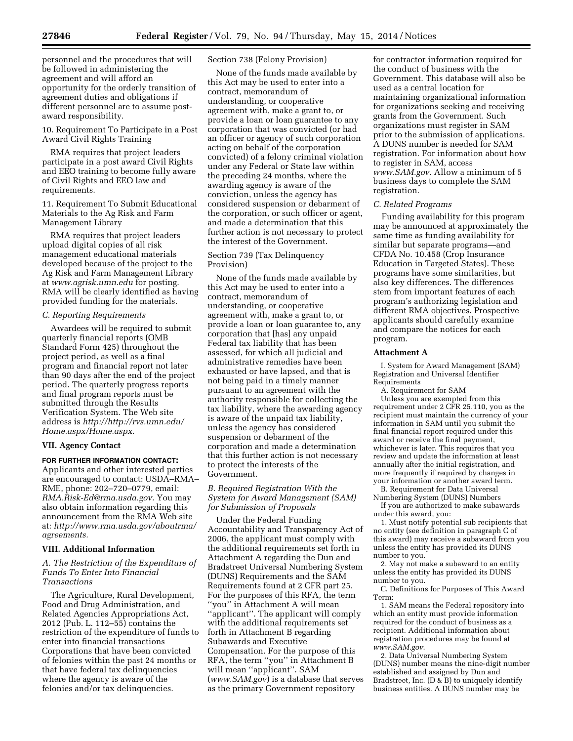personnel and the procedures that will be followed in administering the agreement and will afford an opportunity for the orderly transition of agreement duties and obligations if different personnel are to assume post-award responsibility.

10. Requirement To Participate in a Post Award Civil Rights Training

RMA requires that project leaders participate in a post award Civil Rights and EEO training to become fully aware of Civil Rights and EEO law and requirements.

11. Requirement To Submit Educational Materials to the Ag Risk and Farm Management Library

RMA requires that project leaders upload digital copies of all risk management educational materials developed because of the project to the Ag Risk and Farm Management Library at *www.agrisk.umn.edu* for posting. RMA will be clearly identified as having provided funding for the materials.

*C. Reporting Requirements*

Awardees will be required to submit quarterly financial reports (OMB Standard Form 425) throughout the project period, as well as a final program and financial report not later than 90 days after the end of the project period. The quarterly progress reports and final program reports must be submitted through the Results Verification System. The Web site address is *http://http://rvs.umn.edu/Home.aspx/Home.aspx*.

### VII. Agency Contact

**FOR FURTHER INFORMATION CONTACT:** Applicants and other interested parties are encouraged to contact: USDA–RMA–RME, phone: 202–720–0779, email: *RMA.Risk-Ed@rma.usda.gov.* You may also obtain information regarding this announcement from the RMA Web site at: *http://www.rma.usda.gov/aboutrma/agreements.*

### VIII. Additional Information

*A. The Restriction of the Expenditure of Funds To Enter Into Financial Transactions*

The Agriculture, Rural Development, Food and Drug Administration, and Related Agencies Appropriations Act, 2012 (Pub. L. 112–55) contains the restriction of the expenditure of funds to enter into financial transactions Corporations that have been convicted of felonies within the past 24 months or that have federal tax delinquencies where the agency is aware of the felonies and/or tax delinquencies.

Section 738 (Felony Provision)

None of the funds made available by this Act may be used to enter into a contract, memorandum of understanding, or cooperative agreement with, make a grant to, or provide a loan or loan guarantee to any corporation that was convicted (or had an officer or agency of such corporation acting on behalf of the corporation convicted) of a felony criminal violation under any Federal or State law within the preceding 24 months, where the awarding agency is aware of the conviction, unless the agency has considered suspension or debarment of the corporation, or such officer or agent, and made a determination that this further action is not necessary to protect the interest of the Government.

Section 739 (Tax Delinquency Provision)

None of the funds made available by this Act may be used to enter into a contract, memorandum of understanding, or cooperative agreement with, make a grant to, or provide a loan or loan guarantee to, any corporation that [has] any unpaid Federal tax liability that has been assessed, for which all judicial and administrative remedies have been exhausted or have lapsed, and that is not being paid in a timely manner pursuant to an agreement with the authority responsible for collecting the tax liability, where the awarding agency is aware of the unpaid tax liability, unless the agency has considered suspension or debarment of the corporation and made a determination that this further action is not necessary to protect the interests of the Government.

*B. Required Registration With the System for Award Management (SAM) for Submission of Proposals*

Under the Federal Funding Accountability and Transparency Act of 2006, the applicant must comply with the additional requirements set forth in Attachment A regarding the Dun and Bradstreet Universal Numbering System (DUNS) Requirements and the SAM Requirements found at 2 CFR part 25. For the purposes of this RFA, the term ''you'' in Attachment A will mean ''applicant''. The applicant will comply with the additional requirements set forth in Attachment B regarding Subawards and Executive Compensation. For the purpose of this RFA, the term ''you'' in Attachment B will mean ''applicant''. SAM (*www.SAM.gov*) is a database that serves as the primary Government repository for contractor information required for the conduct of business with the Government. This database will also be used as a central location for maintaining organizational information for organizations seeking and receiving grants from the Government. Such organizations must register in SAM prior to the submission of applications. A DUNS number is needed for SAM registration. For information about how to register in SAM, access *www.SAM.gov*. Allow a minimum of 5 business days to complete the SAM registration.

*C. Related Programs*

Funding availability for this program may be announced at approximately the same time as funding availability for similar but separate programs—and CFDA No. 10.458 (Crop Insurance Education in Targeted States). These programs have some similarities, but also key differences. The differences stem from important features of each program's authorizing legislation and different RMA objectives. Prospective applicants should carefully examine and compare the notices for each program.

### Attachment A

I. System for Award Management (SAM) Registration and Universal Identifier Requirements

A. Requirement for SAM

Unless you are exempted from this requirement under 2 CFR 25.110, you as the recipient must maintain the currency of your information in SAM until you submit the final financial report required under this award or receive the final payment, whichever is later. This requires that you review and update the information at least annually after the initial registration, and more frequently if required by changes in your information or another award term.

B. Requirement for Data Universal Numbering System (DUNS) Numbers

If you are authorized to make subawards under this award, you:

1. Must notify potential sub recipients that no entity (see definition in paragraph C of this award) may receive a subaward from you unless the entity has provided its DUNS number to you.

2. May not make a subaward to an entity unless the entity has provided its DUNS number to you.

C. Definitions for Purposes of This Award Term:

1. SAM means the Federal repository into which an entity must provide information required for the conduct of business as a recipient. Additional information about registration procedures may be found at *www.SAM.gov*.

2. Data Universal Numbering System (DUNS) number means the nine-digit number established and assigned by Dun and Bradstreet, Inc. (D & B) to uniquely identify business entities. A DUNS number may be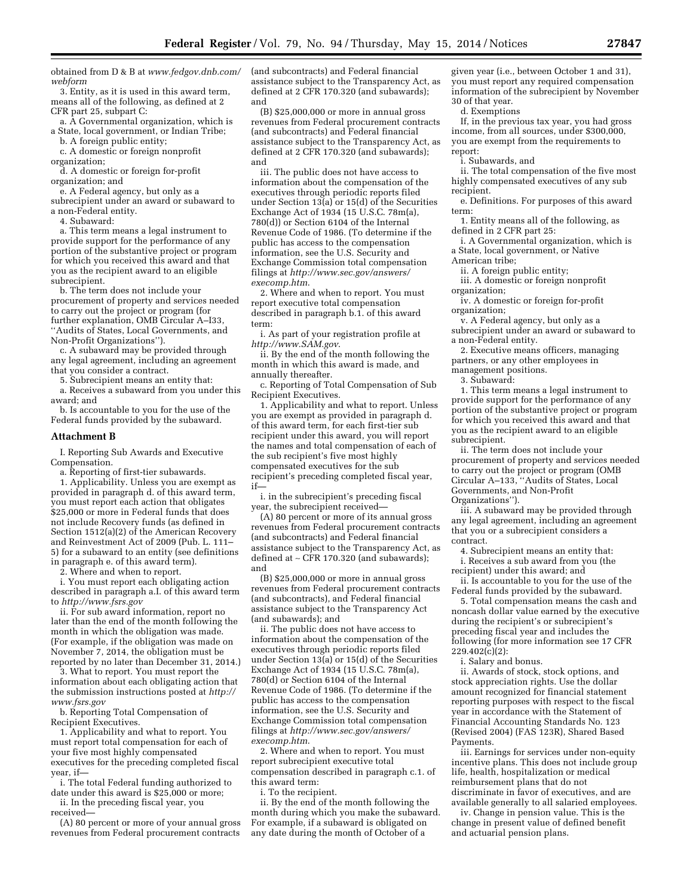obtained from D & B at *www.fedgov.dnb.com/webform*

3. Entity, as it is used in this award term, means all of the following, as defined at 2 CFR part 25, subpart C:

a. A Governmental organization, which is a State, local government, or Indian Tribe;

b. A foreign public entity;

c. A domestic or foreign nonprofit organization;

d. A domestic or foreign for-profit organization; and

e. A Federal agency, but only as a subrecipient under an award or subaward to a non-Federal entity.

4. Subaward:

a. This term means a legal instrument to provide support for the performance of any portion of the substantive project or program for which you received this award and that you as the recipient award to an eligible subrecipient.

b. The term does not include your procurement of property and services needed to carry out the project or program (for further explanation, OMB Circular A–I33, ''Audits of States, Local Governments, and Non-Profit Organizations'').

c. A subaward may be provided through any legal agreement, including an agreement that you consider a contract.

5. Subrecipient means an entity that:

a. Receives a subaward from you under this award; and

b. Is accountable to you for the use of the Federal funds provided by the subaward.

## Attachment B

I. Reporting Sub Awards and Executive Compensation.

a. Reporting of first-tier subawards.

1. Applicability. Unless you are exempt as provided in paragraph d. of this award term, you must report each action that obligates $25,000 or more in Federal funds that does not include Recovery funds (as defined in Section 1512(a)(2) of the American Recovery and Reinvestment Act of 2009 (Pub. L. 111–5) for a subaward to an entity (see definitions in paragraph e. of this award term).

2. Where and when to report.

i. You must report each obligating action described in paragraph a.I. of this award term to *http://www.fsrs.gov*

ii. For sub award information, report no later than the end of the month following the month in which the obligation was made. (For example, if the obligation was made on November 7, 2014, the obligation must be reported by no later than December 31, 2014.)

3. What to report. You must report the information about each obligating action that the submission instructions posted at *http://www.fsrs.gov*

b. Reporting Total Compensation of Recipient Executives.

1. Applicability and what to report. You must report total compensation for each of your five most highly compensated executives for the preceding completed fiscal year, if—

i. The total Federal funding authorized to date under this award is $25,000 or more;

ii. In the preceding fiscal year, you received—

(A) 80 percent or more of your annual gross revenues from Federal procurement contracts (and subcontracts) and Federal financial assistance subject to the Transparency Act, as defined at 2 CFR 170.320 (and subawards); and

(B) $25,000,000 or more in annual gross revenues from Federal procurement contracts (and subcontracts) and Federal financial assistance subject to the Transparency Act, as defined at 2 CFR 170.320 (and subawards); and

iii. The public does not have access to information about the compensation of the executives through periodic reports filed under Section 13(a) or 15(d) of the Securities Exchange Act of 1934 (15 U.S.C. 78m(a), 780(d)) or Section 6104 of the Internal Revenue Code of 1986. (To determine if the public has access to the compensation information, see the U.S. Security and Exchange Commission total compensation filings at *http://www.sec.gov/answers/execomp.htm*.

2. Where and when to report. You must report executive total compensation described in paragraph b.1. of this award term:

i. As part of your registration profile at *http://www.SAM.gov*.

ii. By the end of the month following the month in which this award is made, and annually thereafter.

c. Reporting of Total Compensation of Sub Recipient Executives.

1. Applicability and what to report. Unless you are exempt as provided in paragraph d. of this award term, for each first-tier sub recipient under this award, you will report the names and total compensation of each of the sub recipient's five most highly compensated executives for the sub recipient's preceding completed fiscal year, if—

i. in the subrecipient's preceding fiscal year, the subrecipient received—

(A) 80 percent or more of its annual gross revenues from Federal procurement contracts (and subcontracts) and Federal financial assistance subject to the Transparency Act, as defined at ~ CFR 170.320 (and subawards); and

(B) $25,000,000 or more in annual gross revenues from Federal procurement contracts (and subcontracts), and Federal financial assistance subject to the Transparency Act (and subawards); and

ii. The public does not have access to information about the compensation of the executives through periodic reports filed under Section 13(a) or 15(d) of the Securities Exchange Act of 1934 (15 U.S.C. 78m(a), 780(d) or Section 6104 of the Internal Revenue Code of 1986. (To determine if the public has access to the compensation information, see the U.S. Security and Exchange Commission total compensation filings at *http://www.sec.gov/answers/execomp.htm*.

2. Where and when to report. You must report subrecipient executive total compensation described in paragraph c.1. of this award term:

i. To the recipient.

ii. By the end of the month following the month during which you make the subaward. For example, if a subaward is obligated on any date during the month of October of a given year (i.e., between October 1 and 31), you must report any required compensation information of the subrecipient by November 30 of that year.

d. Exemptions

If, in the previous tax year, you had gross income, from all sources, under $300,000, you are exempt from the requirements to report:

i. Subawards, and

ii. The total compensation of the five most highly compensated executives of any sub recipient.

e. Definitions. For purposes of this award term:

1. Entity means all of the following, as defined in 2 CFR part 25:

i. A Governmental organization, which is a State, local government, or Native American tribe;

ii. A foreign public entity;

iii. A domestic or foreign nonprofit organization;

iv. A domestic or foreign for-profit organization;

v. A Federal agency, but only as a subrecipient under an award or subaward to a non-Federal entity.

2. Executive means officers, managing partners, or any other employees in management positions.

3. Subaward:

1. This term means a legal instrument to provide support for the performance of any portion of the substantive project or program for which you received this award and that you as the recipient award to an eligible subrecipient.

ii. The term does not include your procurement of property and services needed to carry out the project or program (OMB Circular A–133, ''Audits of States, Local Governments, and Non-Profit Organizations'').

iii. A subaward may be provided through any legal agreement, including an agreement that you or a subrecipient considers a contract.

4. Subrecipient means an entity that:

i. Receives a sub award from you (the recipient) under this award; and

ii. Is accountable to you for the use of the Federal funds provided by the subaward.

5. Total compensation means the cash and noncash dollar value earned by the executive during the recipient's or subrecipient's preceding fiscal year and includes the following (for more information see 17 CFR 229.402(c)(2):

i. Salary and bonus.

ii. Awards of stock, stock options, and stock appreciation rights. Use the dollar amount recognized for financial statement reporting purposes with respect to the fiscal year in accordance with the Statement of Financial Accounting Standards No. 123 (Revised 2004) (FAS 123R), Shared Based Payments.

iii. Earnings for services under non-equity incentive plans. This does not include group life, health, hospitalization or medical reimbursement plans that do not discriminate in favor of executives, and are available generally to all salaried employees.

iv. Change in pension value. This is the change in present value of defined benefit and actuarial pension plans.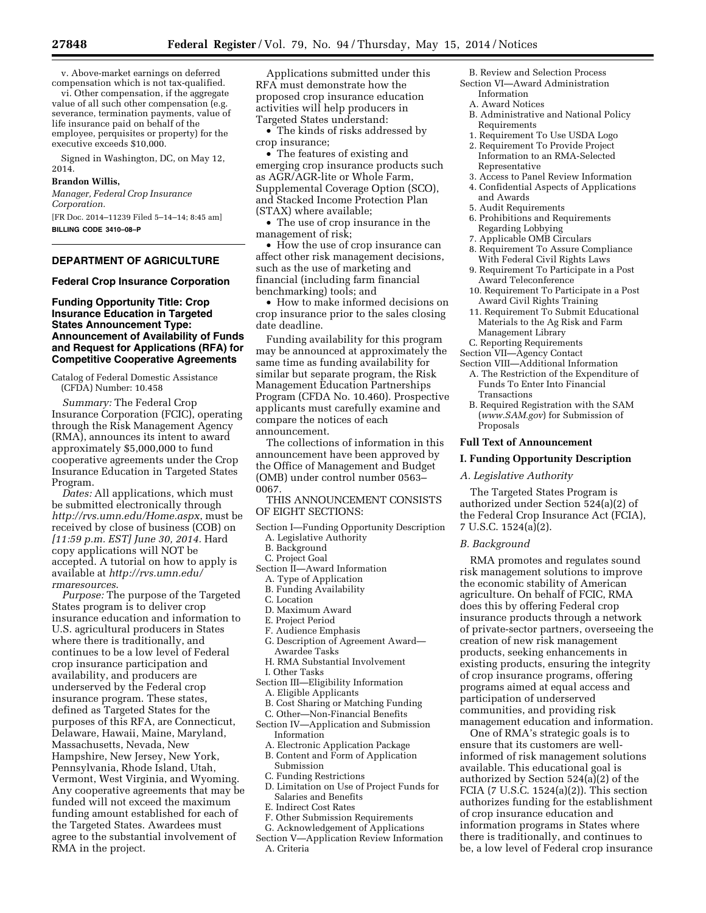v. Above-market earnings on deferred compensation which is not tax-qualified.

vi. Other compensation, if the aggregate value of all such other compensation (e.g. severance, termination payments, value of life insurance paid on behalf of the employee, perquisites or property) for the executive exceeds $10,000.

Signed in Washington, DC, on May 12, 2014.

**Brandon Willis,**

*Manager, Federal Crop Insurance Corporation.*

[FR Doc. 2014–11239 Filed 5–14–14; 8:45 am]

**BILLING CODE 3410–08–P**

---

## DEPARTMENT OF AGRICULTURE

### Federal Crop Insurance Corporation

### Funding Opportunity Title: Crop Insurance Education in Targeted States Announcement Type: Announcement of Availability of Funds and Request for Applications (RFA) for Competitive Cooperative Agreements

Catalog of Federal Domestic Assistance (CFDA) Number: 10.458

*Summary:* The Federal Crop Insurance Corporation (FCIC), operating through the Risk Management Agency (RMA), announces its intent to award approximately $5,000,000 to fund cooperative agreements under the Crop Insurance Education in Targeted States Program.

*Dates:* All applications, which must be submitted electronically through *http://rvs.umn.edu/Home.aspx*, must be received by close of business (COB) on *[11:59 p.m. EST] June 30, 2014*. Hard copy applications will NOT be accepted. A tutorial on how to apply is available at *http://rvs.umn.edu/rmaresources*.

*Purpose:* The purpose of the Targeted States program is to deliver crop insurance education and information to U.S. agricultural producers in States where there is traditionally, and continues to be a low level of Federal crop insurance participation and availability, and producers are underserved by the Federal crop insurance program. These states, defined as Targeted States for the purposes of this RFA, are Connecticut, Delaware, Hawaii, Maine, Maryland, Massachusetts, Nevada, New Hampshire, New Jersey, New York, Pennsylvania, Rhode Island, Utah, Vermont, West Virginia, and Wyoming. Any cooperative agreements that may be funded will not exceed the maximum funding amount established for each of the Targeted States. Awardees must agree to the substantial involvement of RMA in the project.

Applications submitted under this RFA must demonstrate how the proposed crop insurance education activities will help producers in Targeted States understand:

- The kinds of risks addressed by crop insurance;
- The features of existing and emerging crop insurance products such as AGR/AGR-lite or Whole Farm, Supplemental Coverage Option (SCO), and Stacked Income Protection Plan (STAX) where available;
- The use of crop insurance in the management of risk;
- How the use of crop insurance can affect other risk management decisions, such as the use of marketing and financial (including farm financial benchmarking) tools; and
- How to make informed decisions on crop insurance prior to the sales closing date deadline.

Funding availability for this program may be announced at approximately the same time as funding availability for similar but separate program, the Risk Management Education Partnerships Program (CFDA No. 10.460). Prospective applicants must carefully examine and compare the notices of each announcement.

The collections of information in this announcement have been approved by the Office of Management and Budget (OMB) under control number 0563–0067.

THIS ANNOUNCEMENT CONSISTS OF EIGHT SECTIONS:

Section I—Funding Opportunity Description
- A. Legislative Authority
- B. Background
- C. Project Goal

Section II—Award Information
- A. Type of Application
- B. Funding Availability
- C. Location
- D. Maximum Award
- E. Project Period
- F. Audience Emphasis
- G. Description of Agreement Award—Awardee Tasks
- H. RMA Substantial Involvement
- I. Other Tasks

Section III—Eligibility Information
- A. Eligible Applicants
- B. Cost Sharing or Matching Funding
- C. Other—Non-Financial Benefits

Section IV—Application and Submission Information
- A. Electronic Application Package
- B. Content and Form of Application Submission
- C. Funding Restrictions
- D. Limitation on Use of Project Funds for Salaries and Benefits
- E. Indirect Cost Rates
- F. Other Submission Requirements
- G. Acknowledgement of Applications

Section V—Application Review Information
- A. Criteria
- B. Review and Selection Process

Section VI—Award Administration Information
- A. Award Notices
- B. Administrative and National Policy Requirements
  1. Requirement To Use USDA Logo
  2. Requirement To Provide Project Information to an RMA-Selected Representative
  3. Access to Panel Review Information
  4. Confidential Aspects of Applications and Awards
  5. Audit Requirements
  6. Prohibitions and Requirements Regarding Lobbying
  7. Applicable OMB Circulars
  8. Requirement To Assure Compliance With Federal Civil Rights Laws
  9. Requirement To Participate in a Post Award Teleconference
  10. Requirement To Participate in a Post Award Civil Rights Training
  11. Requirement To Submit Educational Materials to the Ag Risk and Farm Management Library
- C. Reporting Requirements

Section VII—Agency Contact

Section VIII—Additional Information
- A. The Restriction of the Expenditure of Funds To Enter Into Financial Transactions
- B. Required Registration with the SAM (*www.SAM.gov*) for Submission of Proposals

### Full Text of Announcement

### I. Funding Opportunity Description

*A. Legislative Authority*

The Targeted States Program is authorized under Section 524(a)(2) of the Federal Crop Insurance Act (FCIA), 7 U.S.C. 1524(a)(2).

*B. Background*

RMA promotes and regulates sound risk management solutions to improve the economic stability of American agriculture. On behalf of FCIC, RMA does this by offering Federal crop insurance products through a network of private-sector partners, overseeing the creation of new risk management products, seeking enhancements in existing products, ensuring the integrity of crop insurance programs, offering programs aimed at equal access and participation of underserved communities, and providing risk management education and information.

One of RMA's strategic goals is to ensure that its customers are well-informed of risk management solutions available. This educational goal is authorized by Section 524(a)(2) of the FCIA (7 U.S.C. 1524(a)(2)). This section authorizes funding for the establishment of crop insurance education and information programs in States where there is traditionally, and continues to be, a low level of Federal crop insurance